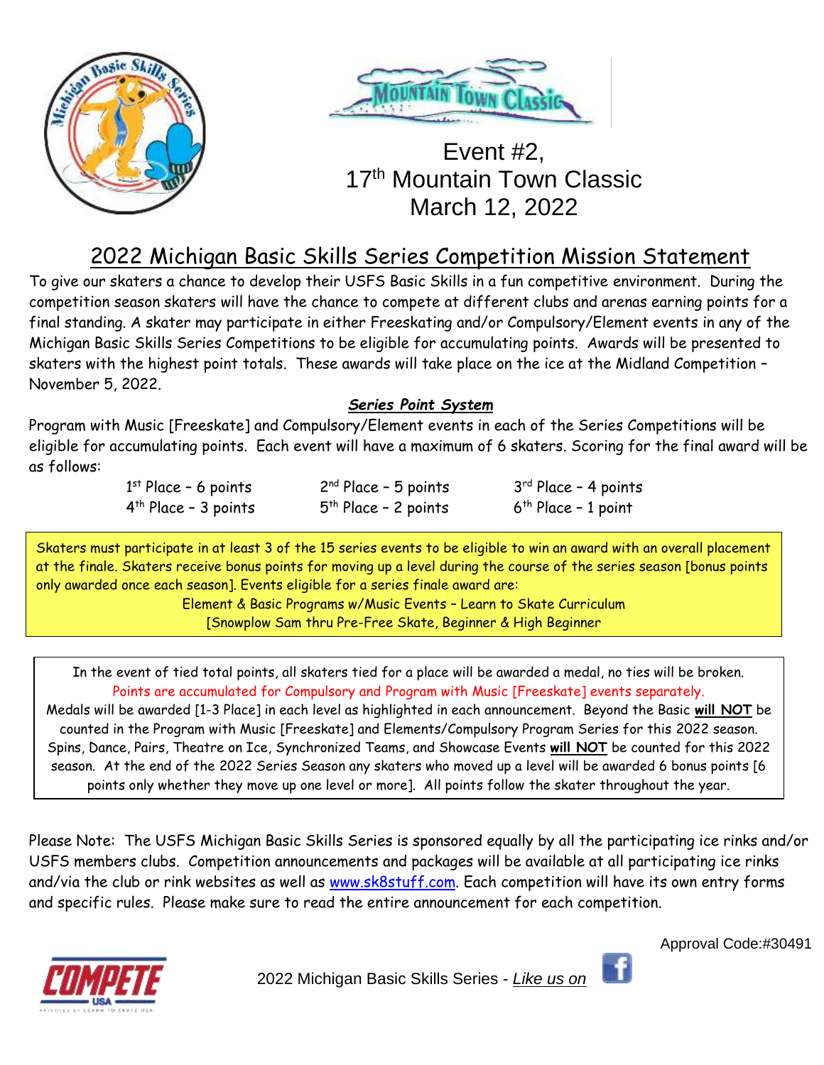# Event #2, 17th Mountain Town Classic March 12, 2022

## 2022 Michigan Basic Skills Series Competition Mission Statement

To give our skaters a chance to develop their USFS Basic Skills in a fun competitive environment. During the competition season skaters will have the chance to compete at different clubs and arenas earning points for a final standing. A skater may participate in either Freeskating and/or Compulsory/Element events in any of the Michigan Basic Skills Series Competitions to be eligible for accumulating points. Awards will be presented to skaters with the highest point totals. These awards will take place on the ice at the Midland Competition – November 5, 2022.

### ***Series Point System***

Program with Music [Freeskate] and Compulsory/Element events in each of the Series Competitions will be eligible for accumulating points. Each event will have a maximum of 6 skaters. Scoring for the final award will be as follows:

| | | |
|---|---|---|
| 1st Place – 6 points | 2nd Place – 5 points | 3rd Place – 4 points |
| 4th Place – 3 points | 5th Place – 2 points | 6th Place – 1 point |

Skaters must participate in at least 3 of the 15 series events to be eligible to win an award with an overall placement at the finale. Skaters receive bonus points for moving up a level during the course of the series season [bonus points only awarded once each season]. Events eligible for a series finale award are:

Element & Basic Programs w/Music Events – Learn to Skate Curriculum
[Snowplow Sam thru Pre-Free Skate, Beginner & High Beginner

In the event of tied total points, all skaters tied for a place will be awarded a medal, no ties will be broken. Points are accumulated for Compulsory and Program with Music [Freeskate] events separately. Medals will be awarded [1-3 Place] in each level as highlighted in each announcement. Beyond the Basic **will NOT** be counted in the Program with Music [Freeskate] and Elements/Compulsory Program Series for this 2022 season. Spins, Dance, Pairs, Theatre on Ice, Synchronized Teams, and Showcase Events **will NOT** be counted for this 2022 season. At the end of the 2022 Series Season any skaters who moved up a level will be awarded 6 bonus points [6 points only whether they move up one level or more]. All points follow the skater throughout the year.

Please Note: The USFS Michigan Basic Skills Series is sponsored equally by all the participating ice rinks and/or USFS members clubs. Competition announcements and packages will be available at all participating ice rinks and/via the club or rink websites as well as www.sk8stuff.com. Each competition will have its own entry forms and specific rules. Please make sure to read the entire announcement for each competition.

Approval Code:#30491

2022 Michigan Basic Skills Series - *Like us on*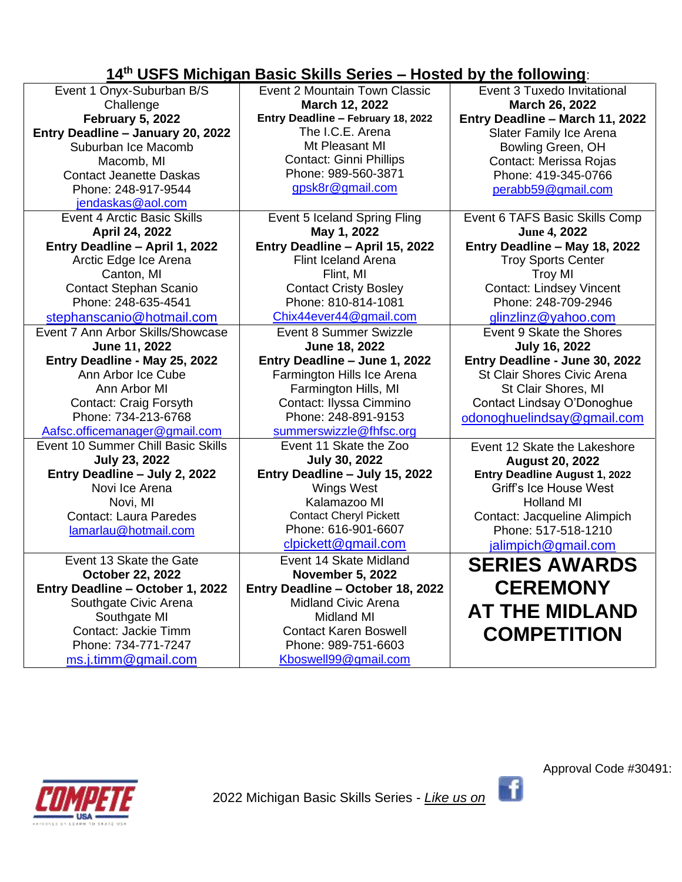## 14th USFS Michigan Basic Skills Series – Hosted by the following:

| | | |
|---|---|---|
| Event 1 Onyx-Suburban B/S Challenge<br>**February 5, 2022**<br>**Entry Deadline – January 20, 2022**<br>Suburban Ice Macomb<br>Macomb, MI<br>Contact Jeanette Daskas<br>Phone: 248-917-9544<br>jendaskas@aol.com | Event 2 Mountain Town Classic<br>**March 12, 2022**<br>**Entry Deadline – February 18, 2022**<br>The I.C.E. Arena<br>Mt Pleasant MI<br>Contact: Ginni Phillips<br>Phone: 989-560-3871<br>gpsk8r@gmail.com | Event 3 Tuxedo Invitational<br>**March 26, 2022**<br>**Entry Deadline – March 11, 2022**<br>Slater Family Ice Arena<br>Bowling Green, OH<br>Contact: Merissa Rojas<br>Phone: 419-345-0766<br>perabb59@gmail.com |
| Event 4 Arctic Basic Skills<br>**April 24, 2022**<br>**Entry Deadline – April 1, 2022**<br>Arctic Edge Ice Arena<br>Canton, MI<br>Contact Stephan Scanio<br>Phone: 248-635-4541<br>stephanscanio@hotmail.com | Event 5 Iceland Spring Fling<br>**May 1, 2022**<br>**Entry Deadline – April 15, 2022**<br>Flint Iceland Arena<br>Flint, MI<br>Contact Cristy Bosley<br>Phone: 810-814-1081<br>Chix44ever44@gmail.com | Event 6 TAFS Basic Skills Comp<br>**June 4, 2022**<br>**Entry Deadline – May 18, 2022**<br>Troy Sports Center<br>Troy MI<br>Contact: Lindsey Vincent<br>Phone: 248-709-2946<br>glinzlinz@yahoo.com |
| Event 7 Ann Arbor Skills/Showcase<br>**June 11, 2022**<br>**Entry Deadline - May 25, 2022**<br>Ann Arbor Ice Cube<br>Ann Arbor MI<br>Contact: Craig Forsyth<br>Phone: 734-213-6768<br>Aafsc.officemanager@gmail.com | Event 8 Summer Swizzle<br>**June 18, 2022**<br>**Entry Deadline – June 1, 2022**<br>Farmington Hills Ice Arena<br>Farmington Hills, MI<br>Contact: Ilyssa Cimmino<br>Phone: 248-891-9153<br>summerswizzle@fhfsc.org | Event 9 Skate the Shores<br>**July 16, 2022**<br>**Entry Deadline - June 30, 2022**<br>St Clair Shores Civic Arena<br>St Clair Shores, MI<br>Contact Lindsay O'Donoghue<br>odonoghuelindsay@gmail.com |
| Event 10 Summer Chill Basic Skills<br>**July 23, 2022**<br>**Entry Deadline – July 2, 2022**<br>Novi Ice Arena<br>Novi, MI<br>Contact: Laura Paredes<br>lamarlau@hotmail.com | Event 11 Skate the Zoo<br>**July 30, 2022**<br>**Entry Deadline – July 15, 2022**<br>Wings West<br>Kalamazoo MI<br>Contact Cheryl Pickett<br>Phone: 616-901-6607<br>clpickett@gmail.com | Event 12 Skate the Lakeshore<br>**August 20, 2022**<br>**Entry Deadline August 1, 2022**<br>Griff's Ice House West<br>Holland MI<br>Contact: Jacqueline Alimpich<br>Phone: 517-518-1210<br>jalimpich@gmail.com |
| Event 13 Skate the Gate<br>**October 22, 2022**<br>**Entry Deadline – October 1, 2022**<br>Southgate Civic Arena<br>Southgate MI<br>Contact: Jackie Timm<br>Phone: 734-771-7247<br>ms.j.timm@gmail.com | Event 14 Skate Midland<br>**November 5, 2022**<br>**Entry Deadline – October 18, 2022**<br>Midland Civic Arena<br>Midland MI<br>Contact Karen Boswell<br>Phone: 989-751-6603<br>Kboswell99@gmail.com | **SERIES AWARDS CEREMONY AT THE MIDLAND COMPETITION** |

Approval Code #30491:

2022 Michigan Basic Skills Series - *Like us on*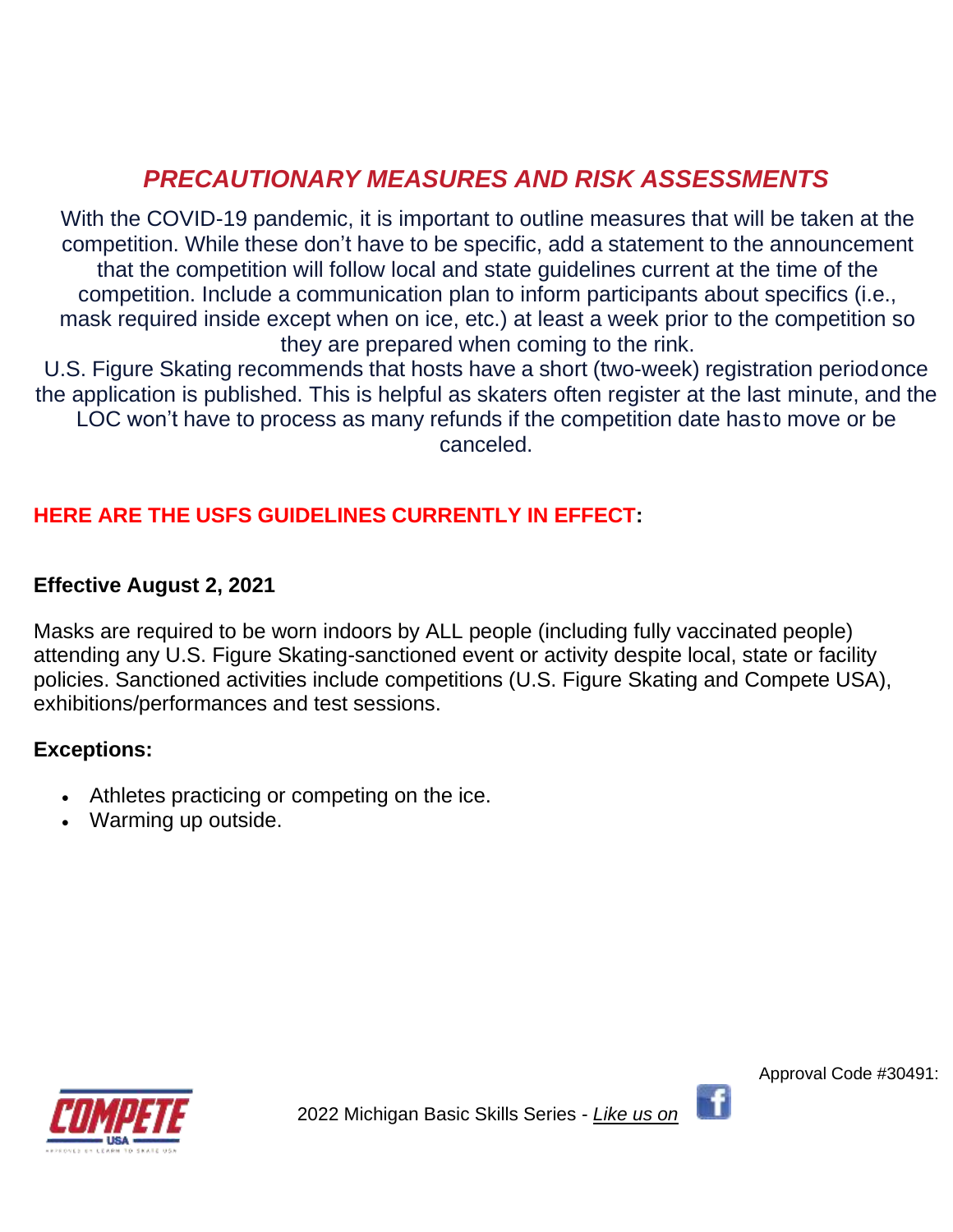## *PRECAUTIONARY MEASURES AND RISK ASSESSMENTS*

With the COVID-19 pandemic, it is important to outline measures that will be taken at the competition. While these don't have to be specific, add a statement to the announcement that the competition will follow local and state guidelines current at the time of the competition. Include a communication plan to inform participants about specifics (i.e., mask required inside except when on ice, etc.) at least a week prior to the competition so they are prepared when coming to the rink.

U.S. Figure Skating recommends that hosts have a short (two-week) registration period once the application is published. This is helpful as skaters often register at the last minute, and the LOC won't have to process as many refunds if the competition date has to move or be canceled.

**HERE ARE THE USFS GUIDELINES CURRENTLY IN EFFECT:**

**Effective August 2, 2021**

Masks are required to be worn indoors by ALL people (including fully vaccinated people) attending any U.S. Figure Skating-sanctioned event or activity despite local, state or facility policies. Sanctioned activities include competitions (U.S. Figure Skating and Compete USA), exhibitions/performances and test sessions.

**Exceptions:**

- Athletes practicing or competing on the ice.
- Warming up outside.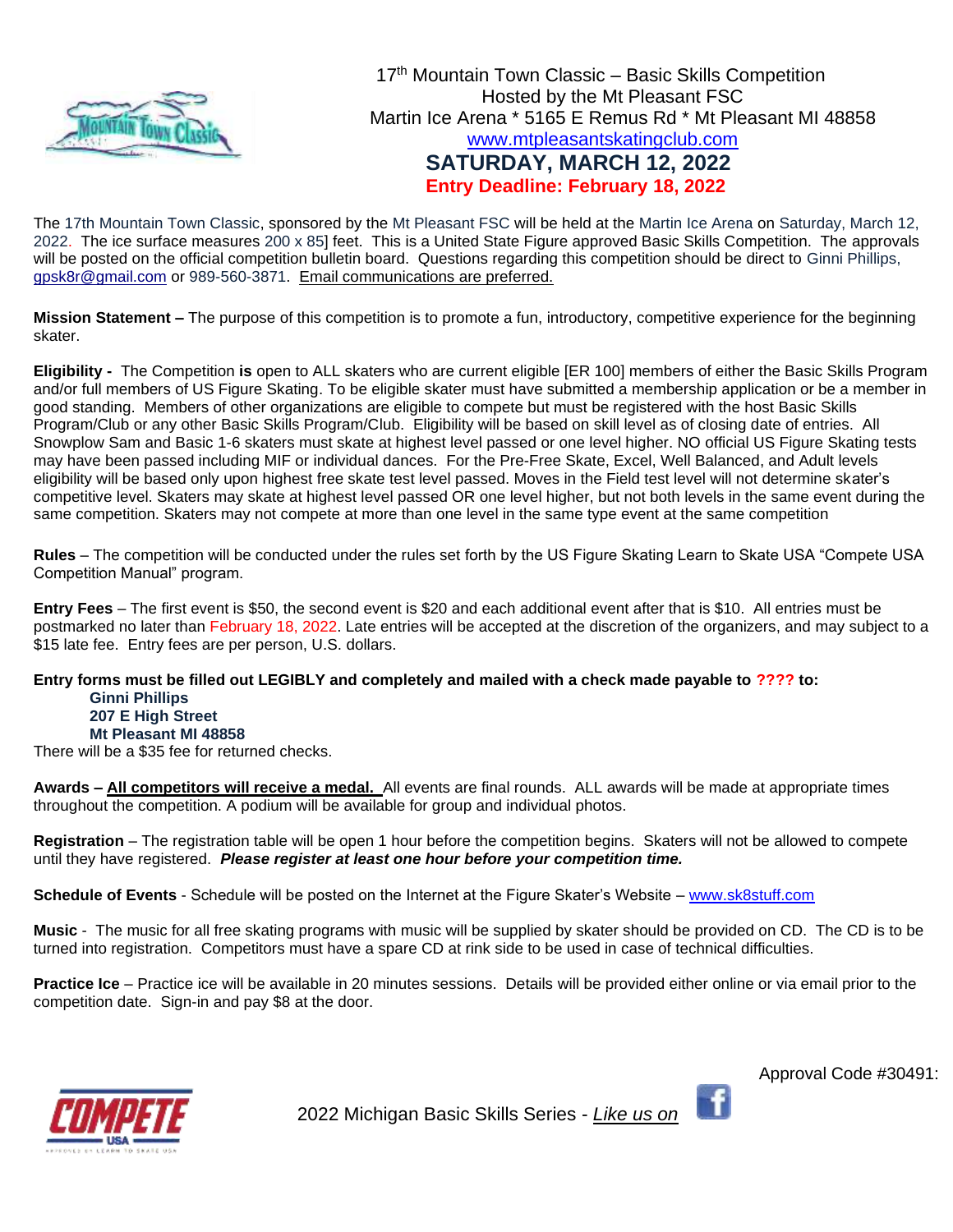17th Mountain Town Classic – Basic Skills Competition
Hosted by the Mt Pleasant FSC
Martin Ice Arena * 5165 E Remus Rd * Mt Pleasant MI 48858
www.mtpleasantskatingclub.com

## SATURDAY, MARCH 12, 2022

**Entry Deadline: February 18, 2022**

The 17th Mountain Town Classic, sponsored by the Mt Pleasant FSC will be held at the Martin Ice Arena on Saturday, March 12, 2022. The ice surface measures 200 x 85] feet. This is a United State Figure approved Basic Skills Competition. The approvals will be posted on the official competition bulletin board. Questions regarding this competition should be direct to Ginni Phillips, gpsk8r@gmail.com or 989-560-3871. Email communications are preferred.

**Mission Statement –** The purpose of this competition is to promote a fun, introductory, competitive experience for the beginning skater.

**Eligibility -** The Competition **is** open to ALL skaters who are current eligible [ER 100] members of either the Basic Skills Program and/or full members of US Figure Skating. To be eligible skater must have submitted a membership application or be a member in good standing. Members of other organizations are eligible to compete but must be registered with the host Basic Skills Program/Club or any other Basic Skills Program/Club. Eligibility will be based on skill level as of closing date of entries. All Snowplow Sam and Basic 1-6 skaters must skate at highest level passed or one level higher. NO official US Figure Skating tests may have been passed including MIF or individual dances. For the Pre-Free Skate, Excel, Well Balanced, and Adult levels eligibility will be based only upon highest free skate test level passed. Moves in the Field test level will not determine skater's competitive level. Skaters may skate at highest level passed OR one level higher, but not both levels in the same event during the same competition. Skaters may not compete at more than one level in the same type event at the same competition

**Rules** – The competition will be conducted under the rules set forth by the US Figure Skating Learn to Skate USA "Compete USA Competition Manual" program.

**Entry Fees** – The first event is $50, the second event is $20 and each additional event after that is $10. All entries must be postmarked no later than February 18, 2022. Late entries will be accepted at the discretion of the organizers, and may subject to a $15 late fee. Entry fees are per person, U.S. dollars.

**Entry forms must be filled out LEGIBLY and completely and mailed with a check made payable to ???? to:**

**Ginni Phillips**
**207 E High Street**
**Mt Pleasant MI 48858**

There will be a $35 fee for returned checks.

**Awards – All competitors will receive a medal.** All events are final rounds. ALL awards will be made at appropriate times throughout the competition. A podium will be available for group and individual photos.

**Registration** – The registration table will be open 1 hour before the competition begins. Skaters will not be allowed to compete until they have registered. ***Please register at least one hour before your competition time.***

**Schedule of Events** - Schedule will be posted on the Internet at the Figure Skater's Website – www.sk8stuff.com

**Music** - The music for all free skating programs with music will be supplied by skater should be provided on CD. The CD is to be turned into registration. Competitors must have a spare CD at rink side to be used in case of technical difficulties.

**Practice Ice** – Practice ice will be available in 20 minutes sessions. Details will be provided either online or via email prior to the competition date. Sign-in and pay $8 at the door.

Approval Code #30491:

2022 Michigan Basic Skills Series - *Like us on*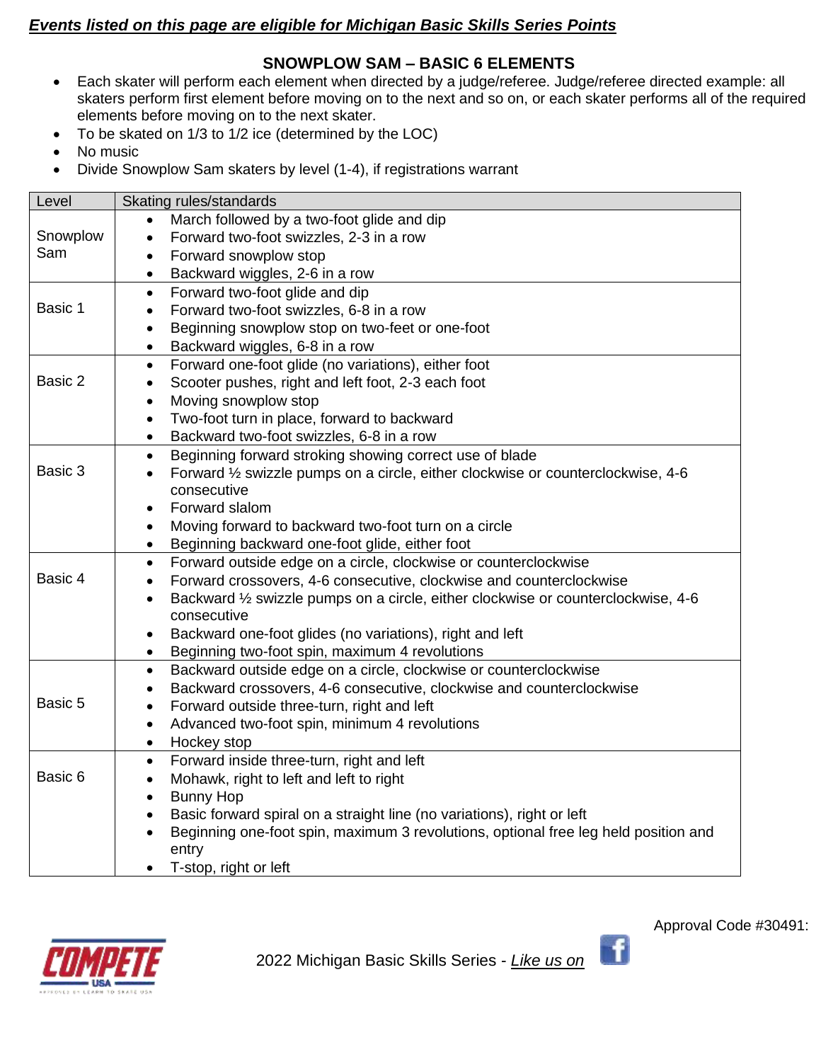***Events listed on this page are eligible for Michigan Basic Skills Series Points***

## SNOWPLOW SAM – BASIC 6 ELEMENTS

- Each skater will perform each element when directed by a judge/referee. Judge/referee directed example: all skaters perform first element before moving on to the next and so on, or each skater performs all of the required elements before moving on to the next skater.
- To be skated on 1/3 to 1/2 ice (determined by the LOC)
- No music
- Divide Snowplow Sam skaters by level (1-4), if registrations warrant

| Level | Skating rules/standards |
|---|---|
| Snowplow Sam | • March followed by a two-foot glide and dip<br>• Forward two-foot swizzles, 2-3 in a row<br>• Forward snowplow stop<br>• Backward wiggles, 2-6 in a row |
| Basic 1 | • Forward two-foot glide and dip<br>• Forward two-foot swizzles, 6-8 in a row<br>• Beginning snowplow stop on two-feet or one-foot<br>• Backward wiggles, 6-8 in a row |
| Basic 2 | • Forward one-foot glide (no variations), either foot<br>• Scooter pushes, right and left foot, 2-3 each foot<br>• Moving snowplow stop<br>• Two-foot turn in place, forward to backward<br>• Backward two-foot swizzles, 6-8 in a row |
| Basic 3 | • Beginning forward stroking showing correct use of blade<br>• Forward ½ swizzle pumps on a circle, either clockwise or counterclockwise, 4-6 consecutive<br>• Forward slalom<br>• Moving forward to backward two-foot turn on a circle<br>• Beginning backward one-foot glide, either foot |
| Basic 4 | • Forward outside edge on a circle, clockwise or counterclockwise<br>• Forward crossovers, 4-6 consecutive, clockwise and counterclockwise<br>• Backward ½ swizzle pumps on a circle, either clockwise or counterclockwise, 4-6 consecutive<br>• Backward one-foot glides (no variations), right and left<br>• Beginning two-foot spin, maximum 4 revolutions |
| Basic 5 | • Backward outside edge on a circle, clockwise or counterclockwise<br>• Backward crossovers, 4-6 consecutive, clockwise and counterclockwise<br>• Forward outside three-turn, right and left<br>• Advanced two-foot spin, minimum 4 revolutions<br>• Hockey stop |
| Basic 6 | • Forward inside three-turn, right and left<br>• Mohawk, right to left and left to right<br>• Bunny Hop<br>• Basic forward spiral on a straight line (no variations), right or left<br>• Beginning one-foot spin, maximum 3 revolutions, optional free leg held position and entry<br>• T-stop, right or left |

Approval Code #30491:

2022 Michigan Basic Skills Series - *Like us on*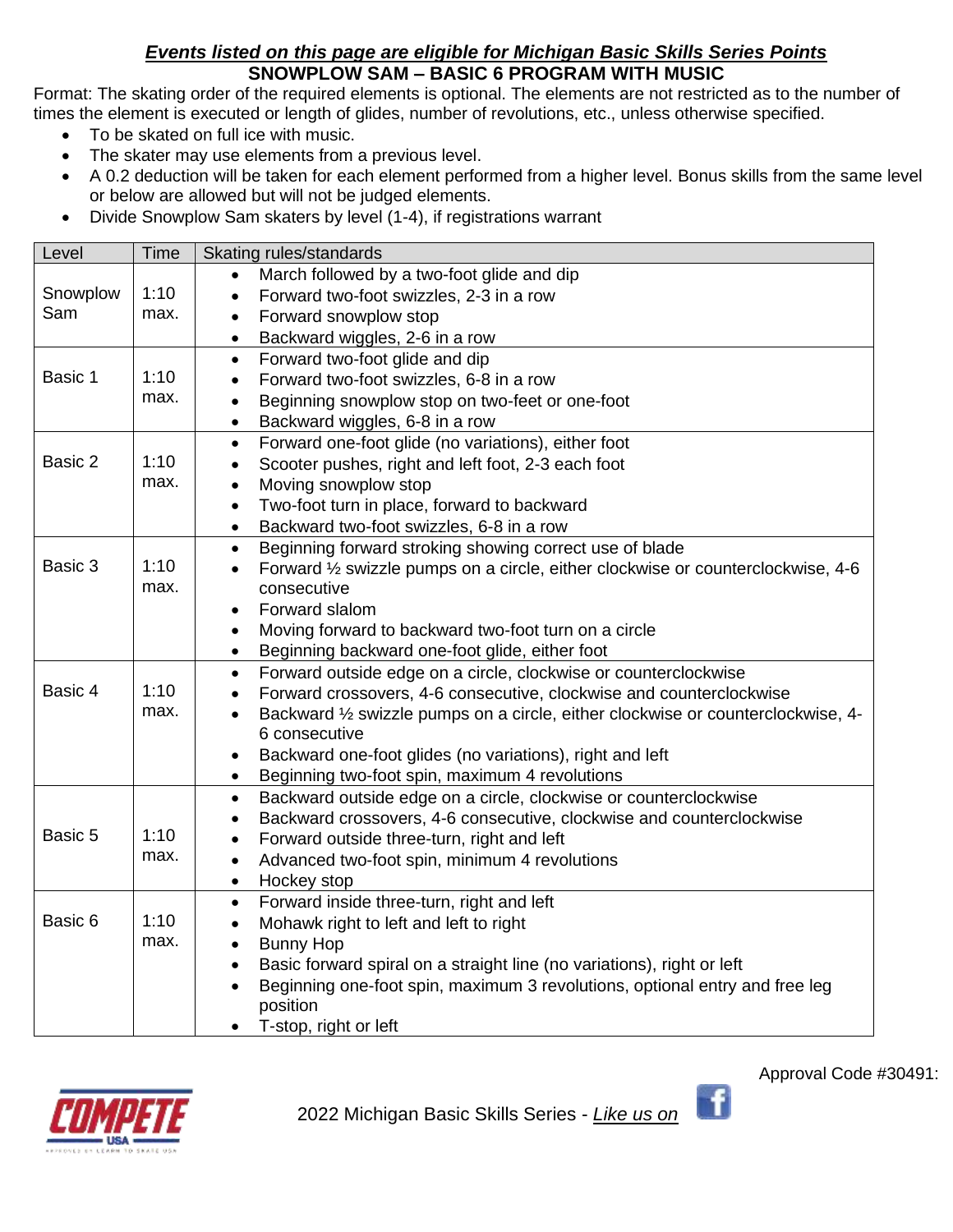***Events listed on this page are eligible for Michigan Basic Skills Series Points***

## SNOWPLOW SAM – BASIC 6 PROGRAM WITH MUSIC

Format: The skating order of the required elements is optional. The elements are not restricted as to the number of times the element is executed or length of glides, number of revolutions, etc., unless otherwise specified.

- To be skated on full ice with music.
- The skater may use elements from a previous level.
- A 0.2 deduction will be taken for each element performed from a higher level. Bonus skills from the same level or below are allowed but will not be judged elements.
- Divide Snowplow Sam skaters by level (1-4), if registrations warrant

| Level | Time | Skating rules/standards |
|---|---|---|
| Snowplow Sam | 1:10 max. | • March followed by a two-foot glide and dip<br>• Forward two-foot swizzles, 2-3 in a row<br>• Forward snowplow stop<br>• Backward wiggles, 2-6 in a row |
| Basic 1 | 1:10 max. | • Forward two-foot glide and dip<br>• Forward two-foot swizzles, 6-8 in a row<br>• Beginning snowplow stop on two-feet or one-foot<br>• Backward wiggles, 6-8 in a row |
| Basic 2 | 1:10 max. | • Forward one-foot glide (no variations), either foot<br>• Scooter pushes, right and left foot, 2-3 each foot<br>• Moving snowplow stop<br>• Two-foot turn in place, forward to backward<br>• Backward two-foot swizzles, 6-8 in a row |
| Basic 3 | 1:10 max. | • Beginning forward stroking showing correct use of blade<br>• Forward ½ swizzle pumps on a circle, either clockwise or counterclockwise, 4-6 consecutive<br>• Forward slalom<br>• Moving forward to backward two-foot turn on a circle<br>• Beginning backward one-foot glide, either foot |
| Basic 4 | 1:10 max. | • Forward outside edge on a circle, clockwise or counterclockwise<br>• Forward crossovers, 4-6 consecutive, clockwise and counterclockwise<br>• Backward ½ swizzle pumps on a circle, either clockwise or counterclockwise, 4-6 consecutive<br>• Backward one-foot glides (no variations), right and left<br>• Beginning two-foot spin, maximum 4 revolutions |
| Basic 5 | 1:10 max. | • Backward outside edge on a circle, clockwise or counterclockwise<br>• Backward crossovers, 4-6 consecutive, clockwise and counterclockwise<br>• Forward outside three-turn, right and left<br>• Advanced two-foot spin, minimum 4 revolutions<br>• Hockey stop |
| Basic 6 | 1:10 max. | • Forward inside three-turn, right and left<br>• Mohawk right to left and left to right<br>• Bunny Hop<br>• Basic forward spiral on a straight line (no variations), right or left<br>• Beginning one-foot spin, maximum 3 revolutions, optional entry and free leg position<br>• T-stop, right or left |

Approval Code #30491:

2022 Michigan Basic Skills Series - *Like us on*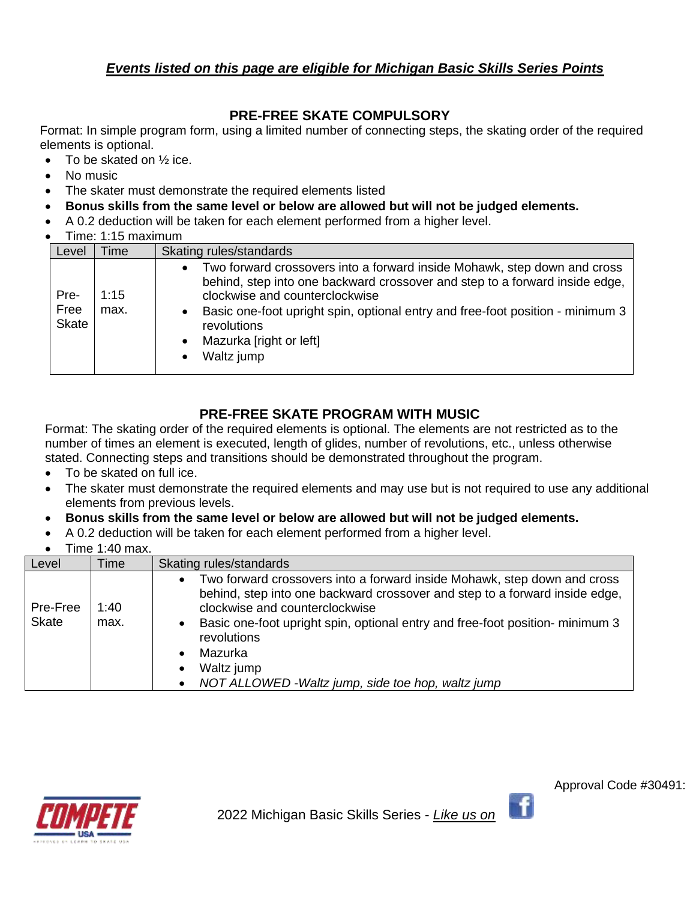***Events listed on this page are eligible for Michigan Basic Skills Series Points***

## PRE-FREE SKATE COMPULSORY

Format: In simple program form, using a limited number of connecting steps, the skating order of the required elements is optional.

- To be skated on ½ ice.
- No music
- The skater must demonstrate the required elements listed
- **Bonus skills from the same level or below are allowed but will not be judged elements.**
- A 0.2 deduction will be taken for each element performed from a higher level.
- Time: 1:15 maximum

| Level | Time | Skating rules/standards |
|---|---|---|
| Pre-Free Skate | 1:15 max. | • Two forward crossovers into a forward inside Mohawk, step down and cross behind, step into one backward crossover and step to a forward inside edge, clockwise and counterclockwise<br>• Basic one-foot upright spin, optional entry and free-foot position - minimum 3 revolutions<br>• Mazurka [right or left]<br>• Waltz jump |

## PRE-FREE SKATE PROGRAM WITH MUSIC

Format: The skating order of the required elements is optional. The elements are not restricted as to the number of times an element is executed, length of glides, number of revolutions, etc., unless otherwise stated. Connecting steps and transitions should be demonstrated throughout the program.

- To be skated on full ice.
- The skater must demonstrate the required elements and may use but is not required to use any additional elements from previous levels.
- **Bonus skills from the same level or below are allowed but will not be judged elements.**
- A 0.2 deduction will be taken for each element performed from a higher level.
- Time 1:40 max.

| Level | Time | Skating rules/standards |
|---|---|---|
| Pre-Free Skate | 1:40 max. | • Two forward crossovers into a forward inside Mohawk, step down and cross behind, step into one backward crossover and step to a forward inside edge, clockwise and counterclockwise<br>• Basic one-foot upright spin, optional entry and free-foot position- minimum 3 revolutions<br>• Mazurka<br>• Waltz jump<br>• *NOT ALLOWED -Waltz jump, side toe hop, waltz jump* |

Approval Code #30491:

2022 Michigan Basic Skills Series - *Like us on*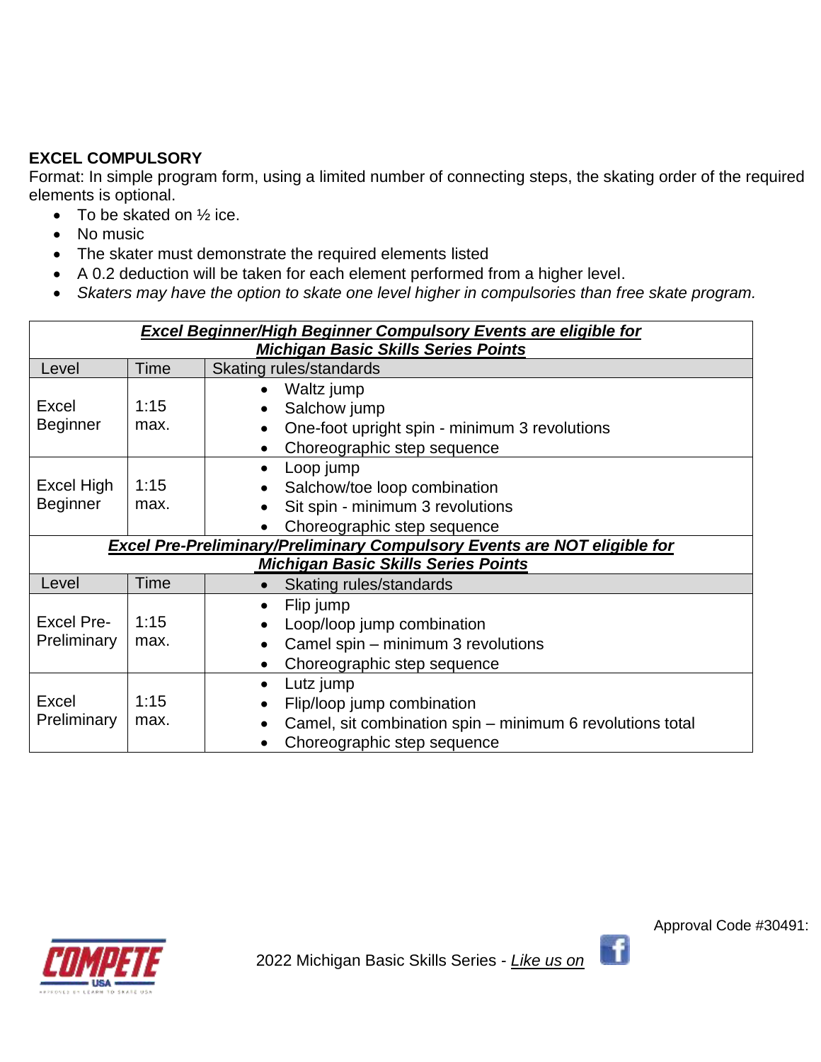## EXCEL COMPULSORY

Format: In simple program form, using a limited number of connecting steps, the skating order of the required elements is optional.

- To be skated on ½ ice.
- No music
- The skater must demonstrate the required elements listed
- A 0.2 deduction will be taken for each element performed from a higher level.
- *Skaters may have the option to skate one level higher in compulsories than free skate program.*

| ***Excel Beginner/High Beginner Compulsory Events are eligible for Michigan Basic Skills Series Points*** | | |
|---|---|---|
| Level | Time | Skating rules/standards |
| Excel Beginner | 1:15 max. | • Waltz jump<br>• Salchow jump<br>• One-foot upright spin - minimum 3 revolutions<br>• Choreographic step sequence |
| Excel High Beginner | 1:15 max. | • Loop jump<br>• Salchow/toe loop combination<br>• Sit spin - minimum 3 revolutions<br>• Choreographic step sequence |
| ***Excel Pre-Preliminary/Preliminary Compulsory Events are NOT eligible for Michigan Basic Skills Series Points*** | | |
| Level | Time | • Skating rules/standards |
| Excel Pre-Preliminary | 1:15 max. | • Flip jump<br>• Loop/loop jump combination<br>• Camel spin – minimum 3 revolutions<br>• Choreographic step sequence |
| Excel Preliminary | 1:15 max. | • Lutz jump<br>• Flip/loop jump combination<br>• Camel, sit combination spin – minimum 6 revolutions total<br>• Choreographic step sequence |

Approval Code #30491:

2022 Michigan Basic Skills Series - *Like us on*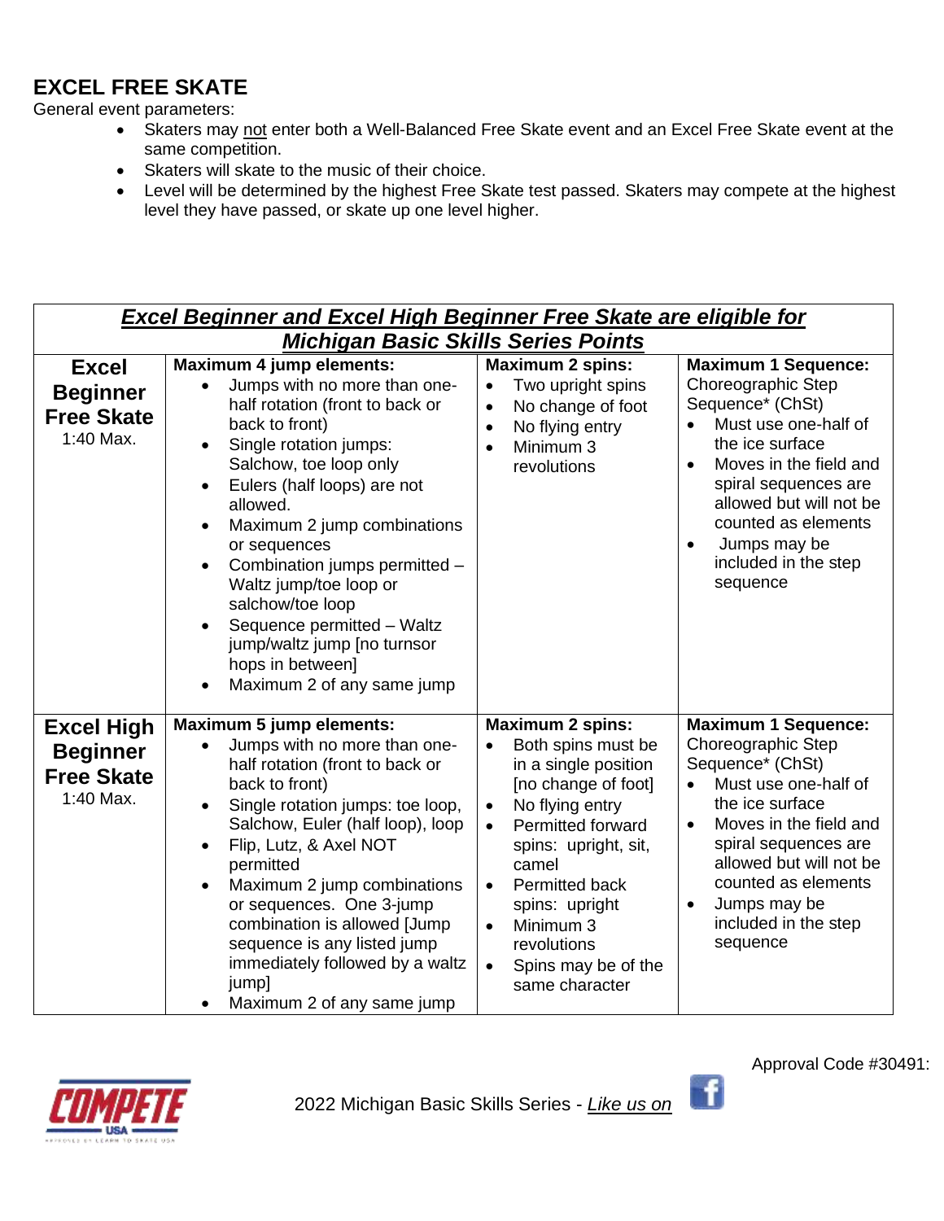## EXCEL FREE SKATE

General event parameters:

- Skaters may not enter both a Well-Balanced Free Skate event and an Excel Free Skate event at the same competition.
- Skaters will skate to the music of their choice.
- Level will be determined by the highest Free Skate test passed. Skaters may compete at the highest level they have passed, or skate up one level higher.

| ***Excel Beginner and Excel High Beginner Free Skate are eligible for Michigan Basic Skills Series Points*** | | | |
|---|---|---|---|
| **Excel Beginner Free Skate** 1:40 Max. | **Maximum 4 jump elements:** <br>• Jumps with no more than one-half rotation (front to back or back to front) <br>• Single rotation jumps: Salchow, toe loop only <br>• Eulers (half loops) are not allowed. <br>• Maximum 2 jump combinations or sequences <br>• Combination jumps permitted – Waltz jump/toe loop or salchow/toe loop <br>• Sequence permitted – Waltz jump/waltz jump [no turnsor hops in between] <br>• Maximum 2 of any same jump | **Maximum 2 spins:** <br>• Two upright spins <br>• No change of foot <br>• No flying entry <br>• Minimum 3 revolutions | **Maximum 1 Sequence:** Choreographic Step Sequence* (ChSt) <br>• Must use one-half of the ice surface <br>• Moves in the field and spiral sequences are allowed but will not be counted as elements <br>• Jumps may be included in the step sequence |
| **Excel High Beginner Free Skate** 1:40 Max. | **Maximum 5 jump elements:** <br>• Jumps with no more than one-half rotation (front to back or back to front) <br>• Single rotation jumps: toe loop, Salchow, Euler (half loop), loop <br>• Flip, Lutz, & Axel NOT permitted <br>• Maximum 2 jump combinations or sequences. One 3-jump combination is allowed [Jump sequence is any listed jump immediately followed by a waltz jump] <br>• Maximum 2 of any same jump | **Maximum 2 spins:** <br>• Both spins must be in a single position [no change of foot] <br>• No flying entry <br>• Permitted forward spins: upright, sit, camel <br>• Permitted back spins: upright <br>• Minimum 3 revolutions <br>• Spins may be of the same character | **Maximum 1 Sequence:** Choreographic Step Sequence* (ChSt) <br>• Must use one-half of the ice surface <br>• Moves in the field and spiral sequences are allowed but will not be counted as elements <br>• Jumps may be included in the step sequence |

Approval Code #30491:

2022 Michigan Basic Skills Series - *Like us on*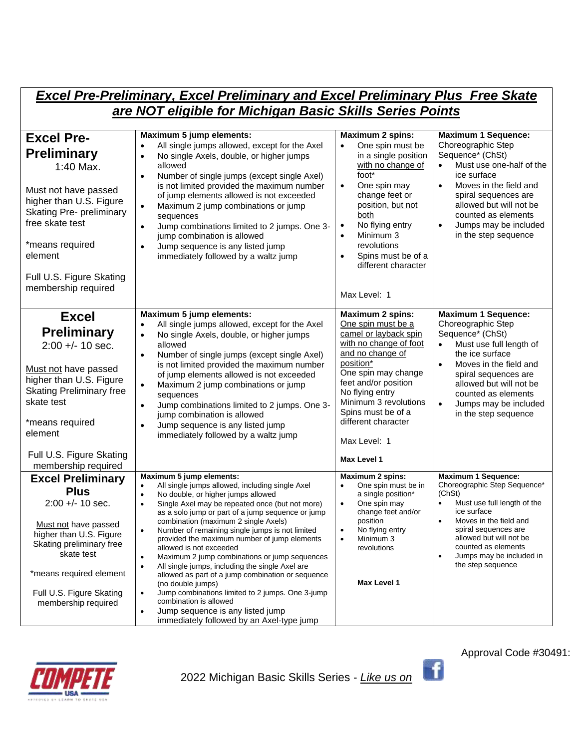## *Excel Pre-Preliminary, Excel Preliminary and Excel Preliminary Plus Free Skate are NOT eligible for Michigan Basic Skills Series Points*

| | | | |
|---|---|---|---|
| **Excel Pre-Preliminary**<br>1:40 Max.<br><br>Must not have passed higher than U.S. Figure Skating Pre- preliminary free skate test<br><br>*means required element<br><br>Full U.S. Figure Skating membership required | **Maximum 5 jump elements:**<br>• All single jumps allowed, except for the Axel<br>• No single Axels, double, or higher jumps allowed<br>• Number of single jumps (except single Axel) is not limited provided the maximum number of jump elements allowed is not exceeded<br>• Maximum 2 jump combinations or jump sequences<br>• Jump combinations limited to 2 jumps. One 3-jump combination is allowed<br>• Jump sequence is any listed jump immediately followed by a waltz jump | **Maximum 2 spins:**<br>• One spin must be in a single position with no change of foot*<br>• One spin may change feet or position, but not both<br>• No flying entry<br>• Minimum 3 revolutions<br>• Spins must be of a different character<br><br>Max Level: 1 | **Maximum 1 Sequence:**<br>Choreographic Step Sequence* (ChSt)<br>• Must use one-half of the ice surface<br>• Moves in the field and spiral sequences are allowed but will not be counted as elements<br>• Jumps may be included in the step sequence |
| **Excel Preliminary**<br>2:00 +/- 10 sec.<br><br>Must not have passed higher than U.S. Figure Skating Preliminary free skate test<br><br>*means required element<br><br>Full U.S. Figure Skating membership required | **Maximum 5 jump elements:**<br>• All single jumps allowed, except for the Axel<br>• No single Axels, double, or higher jumps allowed<br>• Number of single jumps (except single Axel) is not limited provided the maximum number of jump elements allowed is not exceeded<br>• Maximum 2 jump combinations or jump sequences<br>• Jump combinations limited to 2 jumps. One 3-jump combination is allowed<br>• Jump sequence is any listed jump immediately followed by a waltz jump | **Maximum 2 spins:**<br>One spin must be a camel or layback spin with no change of foot and no change of position*<br>One spin may change feet and/or position<br>No flying entry<br>Minimum 3 revolutions<br>Spins must be of a different character<br><br>Max Level: 1<br><br>**Max Level 1** | **Maximum 1 Sequence:**<br>Choreographic Step Sequence* (ChSt)<br>• Must use full length of the ice surface<br>• Moves in the field and spiral sequences are allowed but will not be counted as elements<br>• Jumps may be included in the step sequence |
| **Excel Preliminary Plus**<br>2:00 +/- 10 sec.<br><br>Must not have passed higher than U.S. Figure Skating preliminary free skate test<br><br>*means required element<br><br>Full U.S. Figure Skating membership required | **Maximum 5 jump elements:**<br>• All single jumps allowed, including single Axel<br>• No double, or higher jumps allowed<br>• Single Axel may be repeated once (but not more) as a solo jump or part of a jump sequence or jump combination (maximum 2 single Axels)<br>• Number of remaining single jumps is not limited provided the maximum number of jump elements allowed is not exceeded<br>• Maximum 2 jump combinations or jump sequences<br>• All single jumps, including the single Axel are allowed as part of a jump combination or sequence (no double jumps)<br>• Jump combinations limited to 2 jumps. One 3-jump combination is allowed<br>• Jump sequence is any listed jump immediately followed by an Axel-type jump | **Maximum 2 spins:**<br>• One spin must be in a single position*<br>• One spin may change feet and/or position<br>• No flying entry<br>• Minimum 3 revolutions<br><br>**Max Level 1** | **Maximum 1 Sequence:**<br>Choreographic Step Sequence* (ChSt)<br>• Must use full length of the ice surface<br>• Moves in the field and spiral sequences are allowed but will not be counted as elements<br>• Jumps may be included in the step sequence |

Approval Code #30491:

2022 Michigan Basic Skills Series - *Like us on*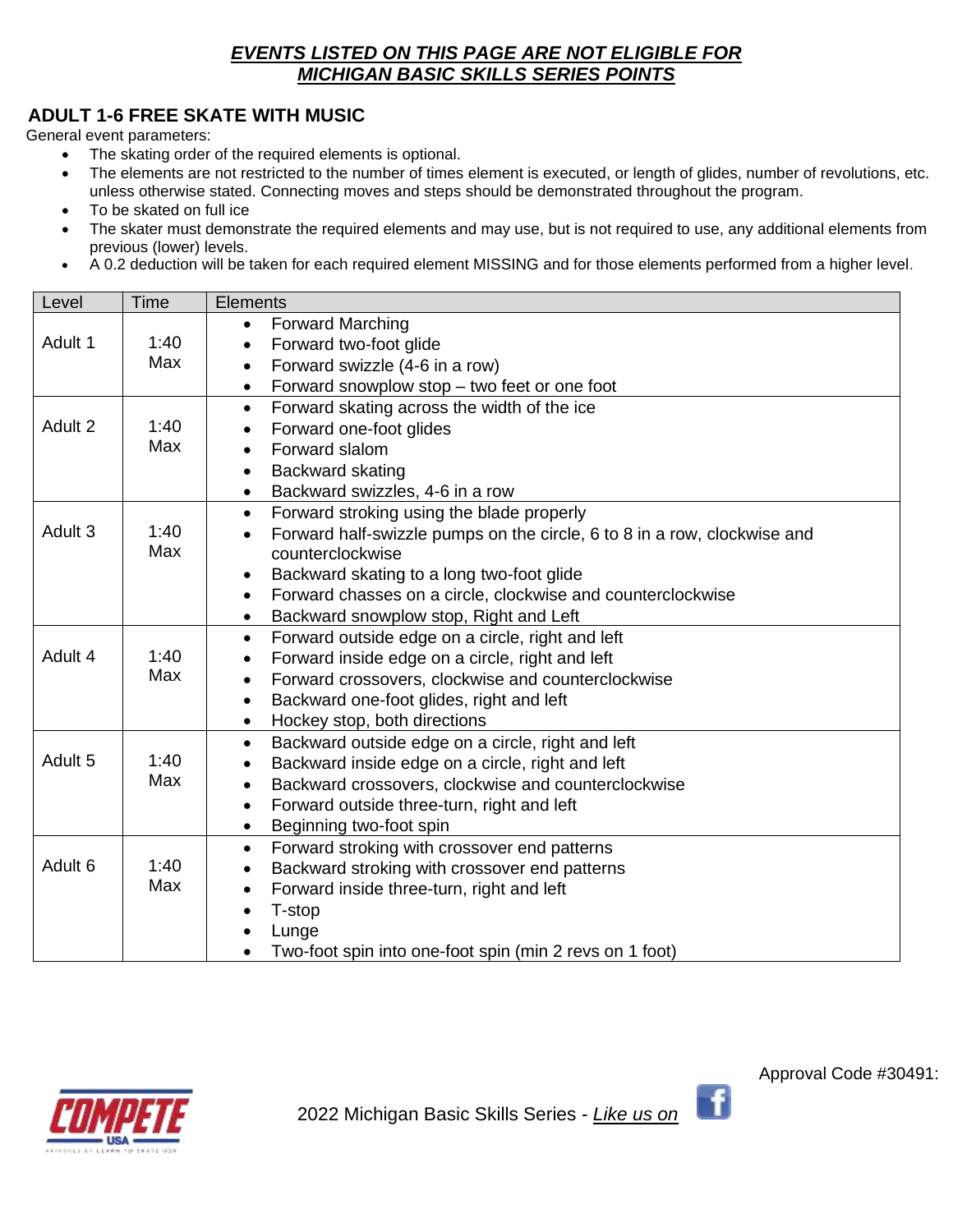***EVENTS LISTED ON THIS PAGE ARE NOT ELIGIBLE FOR MICHIGAN BASIC SKILLS SERIES POINTS***

## ADULT 1-6 FREE SKATE WITH MUSIC

General event parameters:

- The skating order of the required elements is optional.
- The elements are not restricted to the number of times element is executed, or length of glides, number of revolutions, etc. unless otherwise stated. Connecting moves and steps should be demonstrated throughout the program.
- To be skated on full ice
- The skater must demonstrate the required elements and may use, but is not required to use, any additional elements from previous (lower) levels.
- A 0.2 deduction will be taken for each required element MISSING and for those elements performed from a higher level.

| Level | Time | Elements |
|---|---|---|
| Adult 1 | 1:40 Max | • Forward Marching<br>• Forward two-foot glide<br>• Forward swizzle (4-6 in a row)<br>• Forward snowplow stop – two feet or one foot |
| Adult 2 | 1:40 Max | • Forward skating across the width of the ice<br>• Forward one-foot glides<br>• Forward slalom<br>• Backward skating<br>• Backward swizzles, 4-6 in a row |
| Adult 3 | 1:40 Max | • Forward stroking using the blade properly<br>• Forward half-swizzle pumps on the circle, 6 to 8 in a row, clockwise and counterclockwise<br>• Backward skating to a long two-foot glide<br>• Forward chasses on a circle, clockwise and counterclockwise<br>• Backward snowplow stop, Right and Left |
| Adult 4 | 1:40 Max | • Forward outside edge on a circle, right and left<br>• Forward inside edge on a circle, right and left<br>• Forward crossovers, clockwise and counterclockwise<br>• Backward one-foot glides, right and left<br>• Hockey stop, both directions |
| Adult 5 | 1:40 Max | • Backward outside edge on a circle, right and left<br>• Backward inside edge on a circle, right and left<br>• Backward crossovers, clockwise and counterclockwise<br>• Forward outside three-turn, right and left<br>• Beginning two-foot spin |
| Adult 6 | 1:40 Max | • Forward stroking with crossover end patterns<br>• Backward stroking with crossover end patterns<br>• Forward inside three-turn, right and left<br>• T-stop<br>• Lunge<br>• Two-foot spin into one-foot spin (min 2 revs on 1 foot) |

Approval Code #30491:

2022 Michigan Basic Skills Series - *Like us on*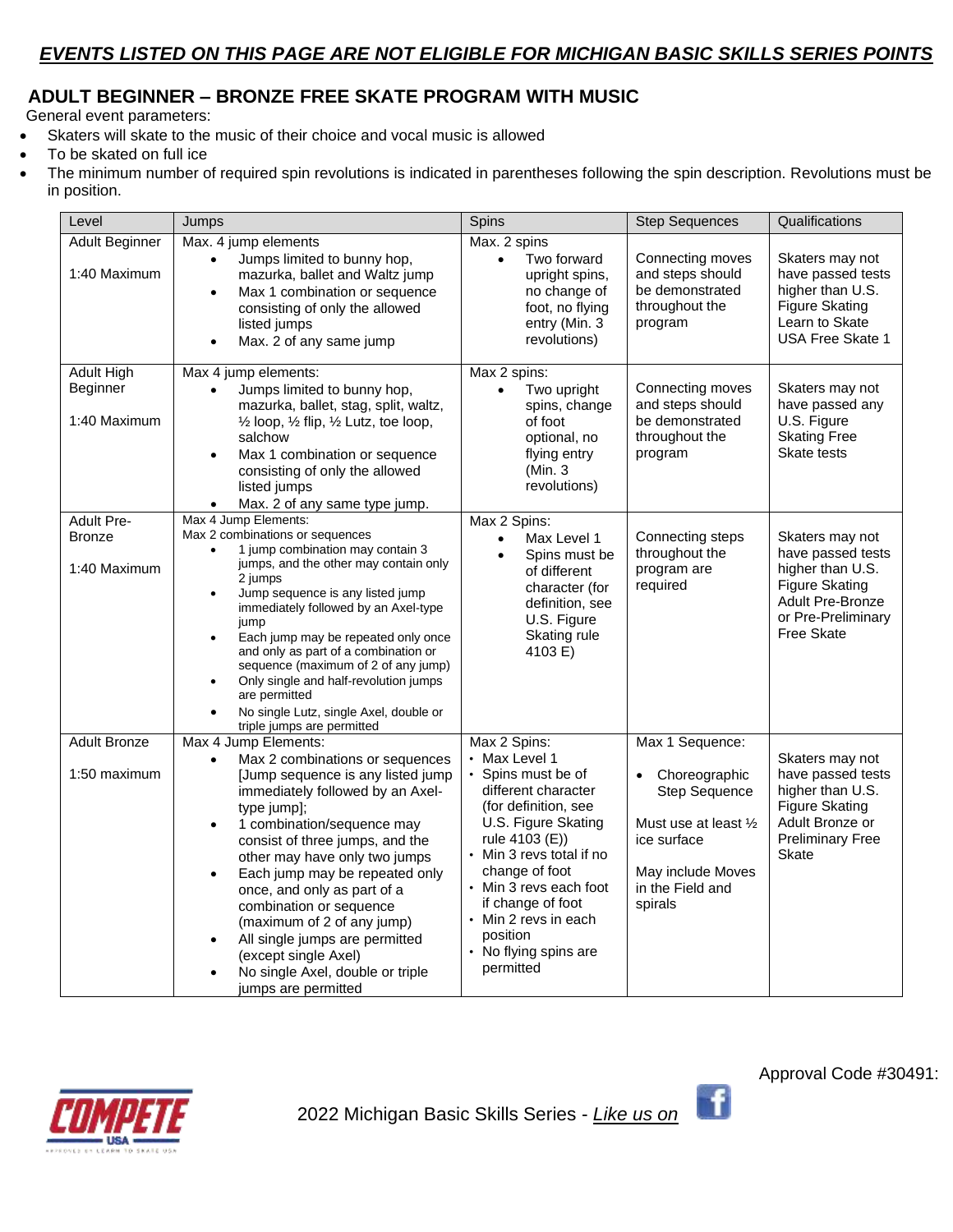***EVENTS LISTED ON THIS PAGE ARE NOT ELIGIBLE FOR MICHIGAN BASIC SKILLS SERIES POINTS***

## ADULT BEGINNER – BRONZE FREE SKATE PROGRAM WITH MUSIC

General event parameters:

- Skaters will skate to the music of their choice and vocal music is allowed
- To be skated on full ice
- The minimum number of required spin revolutions is indicated in parentheses following the spin description. Revolutions must be in position.

| Level | Jumps | Spins | Step Sequences | Qualifications |
|---|---|---|---|---|
| Adult Beginner<br><br>1:40 Maximum | Max. 4 jump elements<br>• Jumps limited to bunny hop, mazurka, ballet and Waltz jump<br>• Max 1 combination or sequence consisting of only the allowed listed jumps<br>• Max. 2 of any same jump | Max. 2 spins<br>• Two forward upright spins, no change of foot, no flying entry (Min. 3 revolutions) | Connecting moves and steps should be demonstrated throughout the program | Skaters may not have passed tests higher than U.S. Figure Skating Learn to Skate USA Free Skate 1 |
| Adult High Beginner<br><br>1:40 Maximum | Max 4 jump elements:<br>• Jumps limited to bunny hop, mazurka, ballet, stag, split, waltz, ½ loop, ½ flip, ½ Lutz, toe loop, salchow<br>• Max 1 combination or sequence consisting of only the allowed listed jumps<br>• Max. 2 of any same type jump. | Max 2 spins:<br>• Two upright spins, change of foot optional, no flying entry (Min. 3 revolutions) | Connecting moves and steps should be demonstrated throughout the program | Skaters may not have passed any U.S. Figure Skating Free Skate tests |
| Adult Pre-Bronze<br><br>1:40 Maximum | Max 4 Jump Elements:<br>Max 2 combinations or sequences<br>• 1 jump combination may contain 3 jumps, and the other may contain only 2 jumps<br>• Jump sequence is any listed jump immediately followed by an Axel-type jump<br>• Each jump may be repeated only once and only as part of a combination or sequence (maximum of 2 of any jump)<br>• Only single and half-revolution jumps are permitted<br>• No single Lutz, single Axel, double or triple jumps are permitted | Max 2 Spins:<br>• Max Level 1<br>• Spins must be of different character (for definition, see U.S. Figure Skating rule 4103 E) | Connecting steps throughout the program are required | Skaters may not have passed tests higher than U.S. Figure Skating Adult Pre-Bronze or Pre-Preliminary Free Skate |
| Adult Bronze<br><br>1:50 maximum | Max 4 Jump Elements:<br>• Max 2 combinations or sequences [Jump sequence is any listed jump immediately followed by an Axel-type jump];<br>• 1 combination/sequence may consist of three jumps, and the other may have only two jumps<br>• Each jump may be repeated only once, and only as part of a combination or sequence (maximum of 2 of any jump)<br>• All single jumps are permitted (except single Axel)<br>• No single Axel, double or triple jumps are permitted | Max 2 Spins:<br>• Max Level 1<br>• Spins must be of different character (for definition, see U.S. Figure Skating rule 4103 (E))<br>• Min 3 revs total if no change of foot<br>• Min 3 revs each foot if change of foot<br>• Min 2 revs in each position<br>• No flying spins are permitted | Max 1 Sequence:<br>• Choreographic Step Sequence<br><br>Must use at least ½ ice surface<br><br>May include Moves in the Field and spirals | Skaters may not have passed tests higher than U.S. Figure Skating Adult Bronze or Preliminary Free Skate |

Approval Code #30491:

2022 Michigan Basic Skills Series - *Like us on*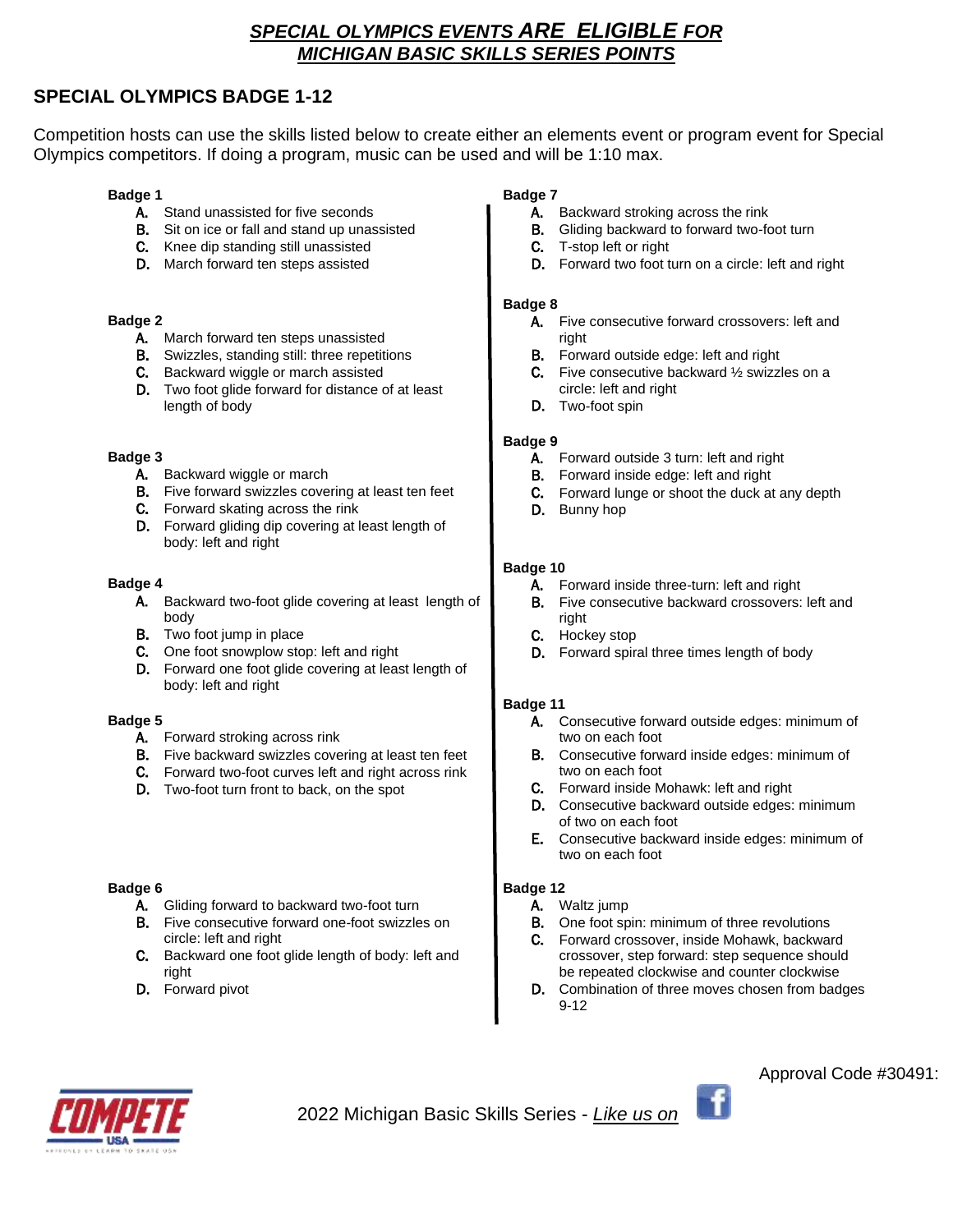***SPECIAL OLYMPICS EVENTS ARE ELIGIBLE FOR MICHIGAN BASIC SKILLS SERIES POINTS***

## SPECIAL OLYMPICS BADGE 1-12

Competition hosts can use the skills listed below to create either an elements event or program event for Special Olympics competitors. If doing a program, music can be used and will be 1:10 max.

**Badge 1**

- A. Stand unassisted for five seconds
- B. Sit on ice or fall and stand up unassisted
- C. Knee dip standing still unassisted
- D. March forward ten steps assisted

**Badge 2**

- A. March forward ten steps unassisted
- B. Swizzles, standing still: three repetitions
- C. Backward wiggle or march assisted
- D. Two foot glide forward for distance of at least length of body

**Badge 3**

- A. Backward wiggle or march
- B. Five forward swizzles covering at least ten feet
- C. Forward skating across the rink
- D. Forward gliding dip covering at least length of body: left and right

**Badge 4**

- A. Backward two-foot glide covering at least length of body
- B. Two foot jump in place
- C. One foot snowplow stop: left and right
- D. Forward one foot glide covering at least length of body: left and right

**Badge 5**

- A. Forward stroking across rink
- B. Five backward swizzles covering at least ten feet
- C. Forward two-foot curves left and right across rink
- D. Two-foot turn front to back, on the spot

**Badge 6**

- A. Gliding forward to backward two-foot turn
- B. Five consecutive forward one-foot swizzles on circle: left and right
- C. Backward one foot glide length of body: left and right
- D. Forward pivot

**Badge 7**

- A. Backward stroking across the rink
- B. Gliding backward to forward two-foot turn
- C. T-stop left or right
- D. Forward two foot turn on a circle: left and right

**Badge 8**

- A. Five consecutive forward crossovers: left and right
- B. Forward outside edge: left and right
- C. Five consecutive backward ½ swizzles on a circle: left and right
- D. Two-foot spin

**Badge 9**

- A. Forward outside 3 turn: left and right
- B. Forward inside edge: left and right
- C. Forward lunge or shoot the duck at any depth
- D. Bunny hop

**Badge 10**

- A. Forward inside three-turn: left and right
- B. Five consecutive backward crossovers: left and right
- C. Hockey stop
- D. Forward spiral three times length of body

**Badge 11**

- A. Consecutive forward outside edges: minimum of two on each foot
- B. Consecutive forward inside edges: minimum of two on each foot
- C. Forward inside Mohawk: left and right
- D. Consecutive backward outside edges: minimum of two on each foot
- E. Consecutive backward inside edges: minimum of two on each foot

**Badge 12**

- A. Waltz jump
- B. One foot spin: minimum of three revolutions
- C. Forward crossover, inside Mohawk, backward crossover, step forward: step sequence should be repeated clockwise and counter clockwise
- D. Combination of three moves chosen from badges 9-12

Approval Code #30491:

2022 Michigan Basic Skills Series - *Like us on*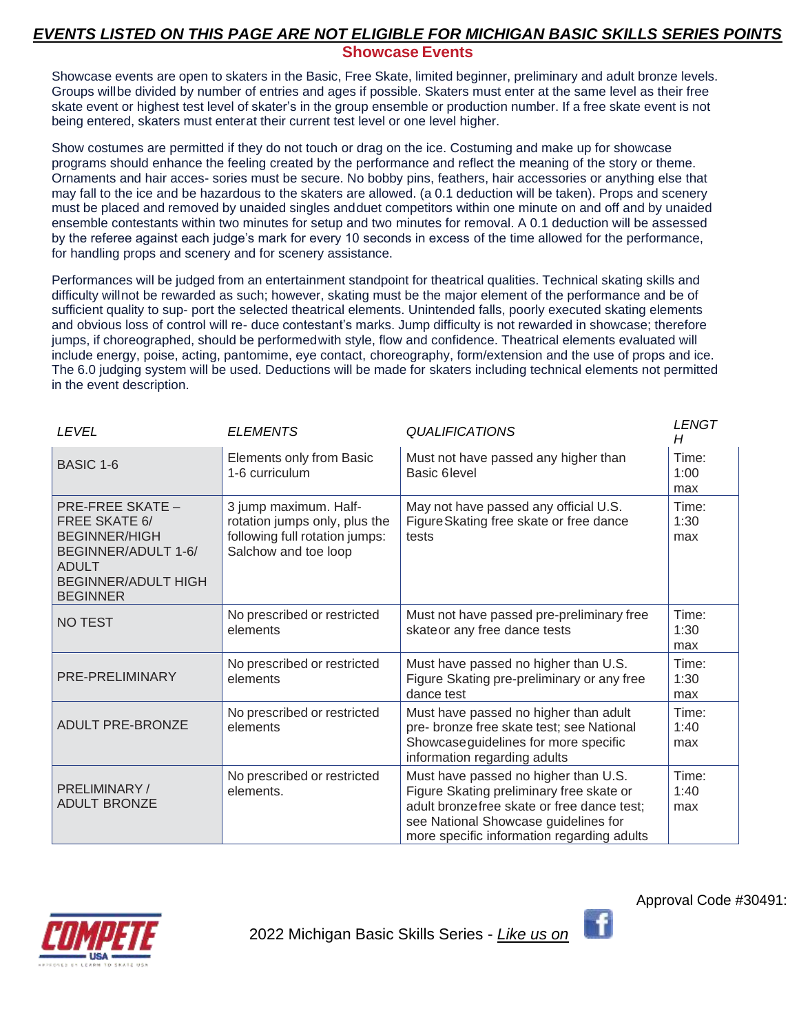***EVENTS LISTED ON THIS PAGE ARE NOT ELIGIBLE FOR MICHIGAN BASIC SKILLS SERIES POINTS***

## Showcase Events

Showcase events are open to skaters in the Basic, Free Skate, limited beginner, preliminary and adult bronze levels. Groups willbe divided by number of entries and ages if possible. Skaters must enter at the same level as their free skate event or highest test level of skater's in the group ensemble or production number. If a free skate event is not being entered, skaters must enterat their current test level or one level higher.

Show costumes are permitted if they do not touch or drag on the ice. Costuming and make up for showcase programs should enhance the feeling created by the performance and reflect the meaning of the story or theme. Ornaments and hair acces- sories must be secure. No bobby pins, feathers, hair accessories or anything else that may fall to the ice and be hazardous to the skaters are allowed. (a 0.1 deduction will be taken). Props and scenery must be placed and removed by unaided singles andduet competitors within one minute on and off and by unaided ensemble contestants within two minutes for setup and two minutes for removal. A 0.1 deduction will be assessed by the referee against each judge's mark for every 10 seconds in excess of the time allowed for the performance, for handling props and scenery and for scenery assistance.

Performances will be judged from an entertainment standpoint for theatrical qualities. Technical skating skills and difficulty willnot be rewarded as such; however, skating must be the major element of the performance and be of sufficient quality to sup- port the selected theatrical elements. Unintended falls, poorly executed skating elements and obvious loss of control will re- duce contestant's marks. Jump difficulty is not rewarded in showcase; therefore jumps, if choreographed, should be performedwith style, flow and confidence. Theatrical elements evaluated will include energy, poise, acting, pantomime, eye contact, choreography, form/extension and the use of props and ice. The 6.0 judging system will be used. Deductions will be made for skaters including technical elements not permitted in the event description.

| *LEVEL* | *ELEMENTS* | *QUALIFICATIONS* | *LENGTH* |
|---|---|---|---|
| BASIC 1-6 | Elements only from Basic 1-6 curriculum | Must not have passed any higher than Basic 6level | Time: 1:00 max |
| PRE-FREE SKATE – FREE SKATE 6/ BEGINNER/HIGH BEGINNER/ADULT 1-6/ ADULT BEGINNER/ADULT HIGH BEGINNER | 3 jump maximum. Half-rotation jumps only, plus the following full rotation jumps: Salchow and toe loop | May not have passed any official U.S. Figure Skating free skate or free dance tests | Time: 1:30 max |
| NO TEST | No prescribed or restricted elements | Must not have passed pre-preliminary free skateor any free dance tests | Time: 1:30 max |
| PRE-PRELIMINARY | No prescribed or restricted elements | Must have passed no higher than U.S. Figure Skating pre-preliminary or any free dance test | Time: 1:30 max |
| ADULT PRE-BRONZE | No prescribed or restricted elements | Must have passed no higher than adult pre- bronze free skate test; see National Showcaseguidelines for more specific information regarding adults | Time: 1:40 max |
| PRELIMINARY / ADULT BRONZE | No prescribed or restricted elements. | Must have passed no higher than U.S. Figure Skating preliminary free skate or adult bronzefree skate or free dance test; see National Showcase guidelines for more specific information regarding adults | Time: 1:40 max |

Approval Code #30491:

2022 Michigan Basic Skills Series - *Like us on*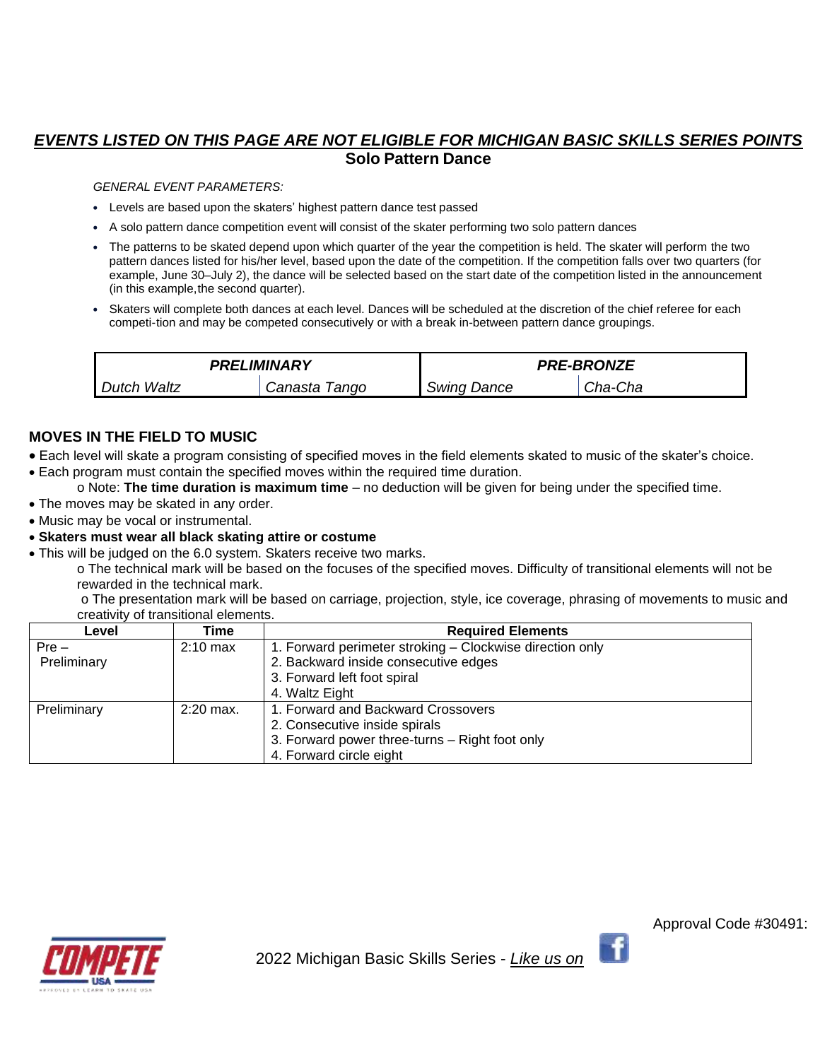***EVENTS LISTED ON THIS PAGE ARE NOT ELIGIBLE FOR MICHIGAN BASIC SKILLS SERIES POINTS***

## Solo Pattern Dance

*GENERAL EVENT PARAMETERS:*

- Levels are based upon the skaters' highest pattern dance test passed
- A solo pattern dance competition event will consist of the skater performing two solo pattern dances
- The patterns to be skated depend upon which quarter of the year the competition is held. The skater will perform the two pattern dances listed for his/her level, based upon the date of the competition. If the competition falls over two quarters (for example, June 30–July 2), the dance will be selected based on the start date of the competition listed in the announcement (in this example,the second quarter).
- Skaters will complete both dances at each level. Dances will be scheduled at the discretion of the chief referee for each competi-tion and may be competed consecutively or with a break in-between pattern dance groupings.

| ***PRELIMINARY*** | | ***PRE-BRONZE*** | |
|---|---|---|---|
| *Dutch Waltz* | *Canasta Tango* | *Swing Dance* | *Cha-Cha* |

## MOVES IN THE FIELD TO MUSIC

- Each level will skate a program consisting of specified moves in the field elements skated to music of the skater's choice.
- Each program must contain the specified moves within the required time duration.
    - o Note: **The time duration is maximum time** – no deduction will be given for being under the specified time.
- The moves may be skated in any order.
- Music may be vocal or instrumental.
- **Skaters must wear all black skating attire or costume**
- This will be judged on the 6.0 system. Skaters receive two marks.
    - o The technical mark will be based on the focuses of the specified moves. Difficulty of transitional elements will not be rewarded in the technical mark.
    - o The presentation mark will be based on carriage, projection, style, ice coverage, phrasing of movements to music and creativity of transitional elements.

| Level | Time | Required Elements |
|---|---|---|
| Pre – Preliminary | 2:10 max | 1. Forward perimeter stroking – Clockwise direction only<br>2. Backward inside consecutive edges<br>3. Forward left foot spiral<br>4. Waltz Eight |
| Preliminary | 2:20 max. | 1. Forward and Backward Crossovers<br>2. Consecutive inside spirals<br>3. Forward power three-turns – Right foot only<br>4. Forward circle eight |

Approval Code #30491:

2022 Michigan Basic Skills Series - *Like us on*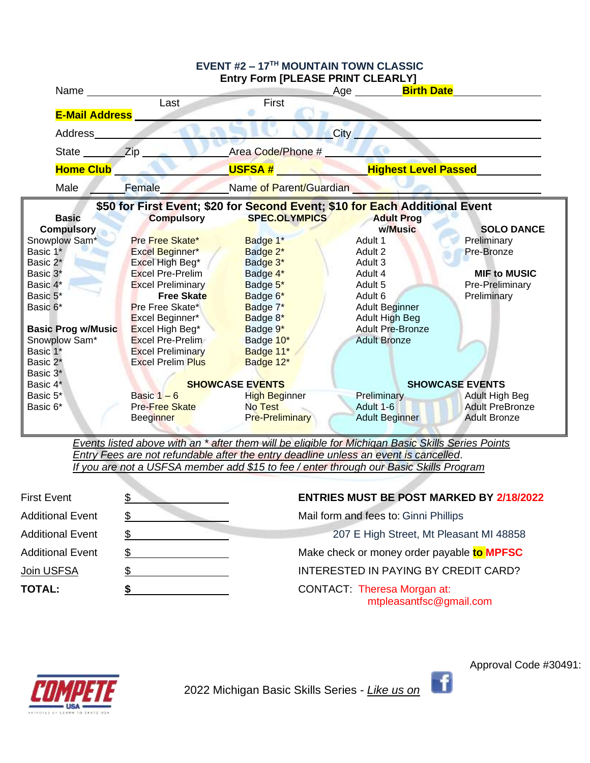## EVENT #2 – 17TH MOUNTAIN TOWN CLASSIC

**Entry Form [PLEASE PRINT CLEARLY]**

Name ______________________________ Age ________ **Birth Date** ____________

Last First

**E-Mail Address** ______________________________________________

Address______________________________ City ______________________

State ________ Zip ______________ Area Code/Phone # ________________

**Home Club** ______________ **USFSA #** ______________ **Highest Level Passed** ____________

Male ______ Female ______ Name of Parent/Guardian ____________________

**$50 for First Event; $20 for Second Event; $10 for Each Additional Event**

| Basic Compulsory | Compulsory | SPEC.OLYMPICS | Adult Prog w/Music | SOLO DANCE |
|---|---|---|---|---|
| Snowplow Sam* | Pre Free Skate* | Badge 1* | Adult 1 | Preliminary |
| Basic 1* | Excel Beginner* | Badge 2* | Adult 2 | Pre-Bronze |
| Basic 2* | Excel High Beg* | Badge 3* | Adult 3 | |
| Basic 3* | Excel Pre-Prelim | Badge 4* | Adult 4 | **MIF to MUSIC** |
| Basic 4* | Excel Preliminary | Badge 5* | Adult 5 | Pre-Preliminary |
| Basic 5* | **Free Skate** | Badge 6* | Adult 6 | Preliminary |
| Basic 6* | Pre Free Skate* | Badge 7* | Adult Beginner | |
| | Excel Beginner* | Badge 8* | Adult High Beg | |
| **Basic Prog w/Music** | Excel High Beg* | Badge 9* | Adult Pre-Bronze | |
| Snowplow Sam* | Excel Pre-Prelim | Badge 10* | Adult Bronze | |
| Basic 1* | Excel Preliminary | Badge 11* | | |
| Basic 2* | Excel Prelim Plus | Badge 12* | | |
| Basic 3* | | | | |
| Basic 4* | **SHOWCASE EVENTS** | | **SHOWCASE EVENTS** | |
| Basic 5* | Basic 1 – 6 | High Beginner | Preliminary | Adult High Beg |
| Basic 6* | Pre-Free Skate | No Test | Adult 1-6 | Adult PreBronze |
| | Beeginner | Pre-Preliminary | Adult Beginner | Adult Bronze |

*Events listed above with an * after them will be eligible for Michigan Basic Skills Series Points*
*Entry Fees are not refundable after the entry deadline unless an event is cancelled.*
*If you are not a USFSA member add $15 to fee / enter through our Basic Skills Program*

| | |
|---|---|
| First Event | $ ____________ |
| Additional Event | $ ____________ |
| Additional Event | $ ____________ |
| Additional Event | $ ____________ |
| Join USFSA | $ ____________ |
| **TOTAL:** | **$** ____________ |

**ENTRIES MUST BE POST MARKED BY 2/18/2022**

Mail form and fees to: Ginni Phillips
207 E High Street, Mt Pleasant MI 48858

Make check or money order payable **to MPFSC**

INTERESTED IN PAYING BY CREDIT CARD?

CONTACT: Theresa Morgan at:
mtpleasantfsc@gmail.com

Approval Code #30491:

2022 Michigan Basic Skills Series - *Like us on*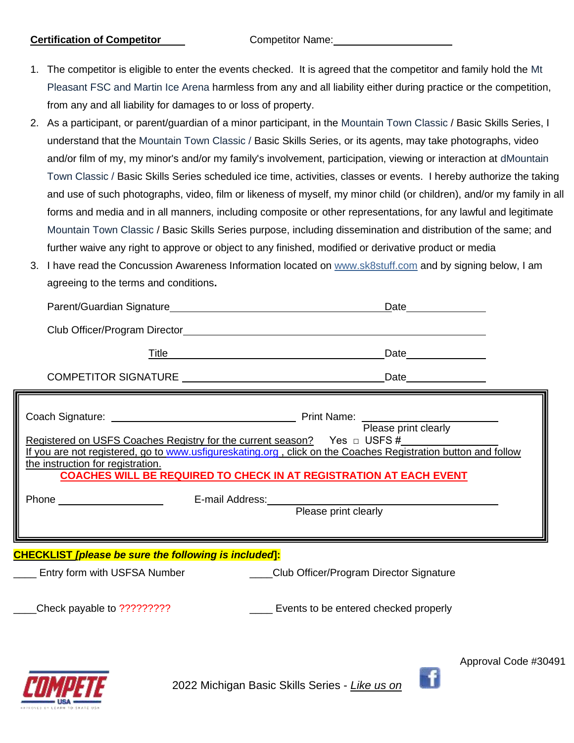**Certification of Competitor** Competitor Name:____________________

1. The competitor is eligible to enter the events checked. It is agreed that the competitor and family hold the Mt Pleasant FSC and Martin Ice Arena harmless from any and all liability either during practice or the competition, from any and all liability for damages to or loss of property.
2. As a participant, or parent/guardian of a minor participant, in the Mountain Town Classic / Basic Skills Series, I understand that the Mountain Town Classic / Basic Skills Series, or its agents, may take photographs, video and/or film of my, my minor's and/or my family's involvement, participation, viewing or interaction at dMountain Town Classic / Basic Skills Series scheduled ice time, activities, classes or events. I hereby authorize the taking and use of such photographs, video, film or likeness of myself, my minor child (or children), and/or my family in all forms and media and in all manners, including composite or other representations, for any lawful and legitimate Mountain Town Classic / Basic Skills Series purpose, including dissemination and distribution of the same; and further waive any right to approve or object to any finished, modified or derivative product or media
3. I have read the Concussion Awareness Information located on www.sk8stuff.com and by signing below, I am agreeing to the terms and conditions**.**

Parent/Guardian Signature________________________________________Date______________

Club Officer/Program Director____________________________________________________

Title________________________________________Date______________

COMPETITOR SIGNATURE ________________________________________Date______________

Coach Signature: ______________________________ Print Name: ______________________
Please print clearly

Registered on USFS Coaches Registry for the current season? Yes □ USFS #________________

If you are not registered, go to www.usfigureskating.org , click on the Coaches Registration button and follow the instruction for registration.

**COACHES WILL BE REQUIRED TO CHECK IN AT REGISTRATION AT EACH EVENT**

Phone ________________ E-mail Address:________________________________________
Please print clearly

**CHECKLIST *[please be sure the following is included]*:**

____ Entry form with USFSA Number ____Club Officer/Program Director Signature

____Check payable to ????????? ____ Events to be entered checked properly

Approval Code #30491

2022 Michigan Basic Skills Series - *Like us on*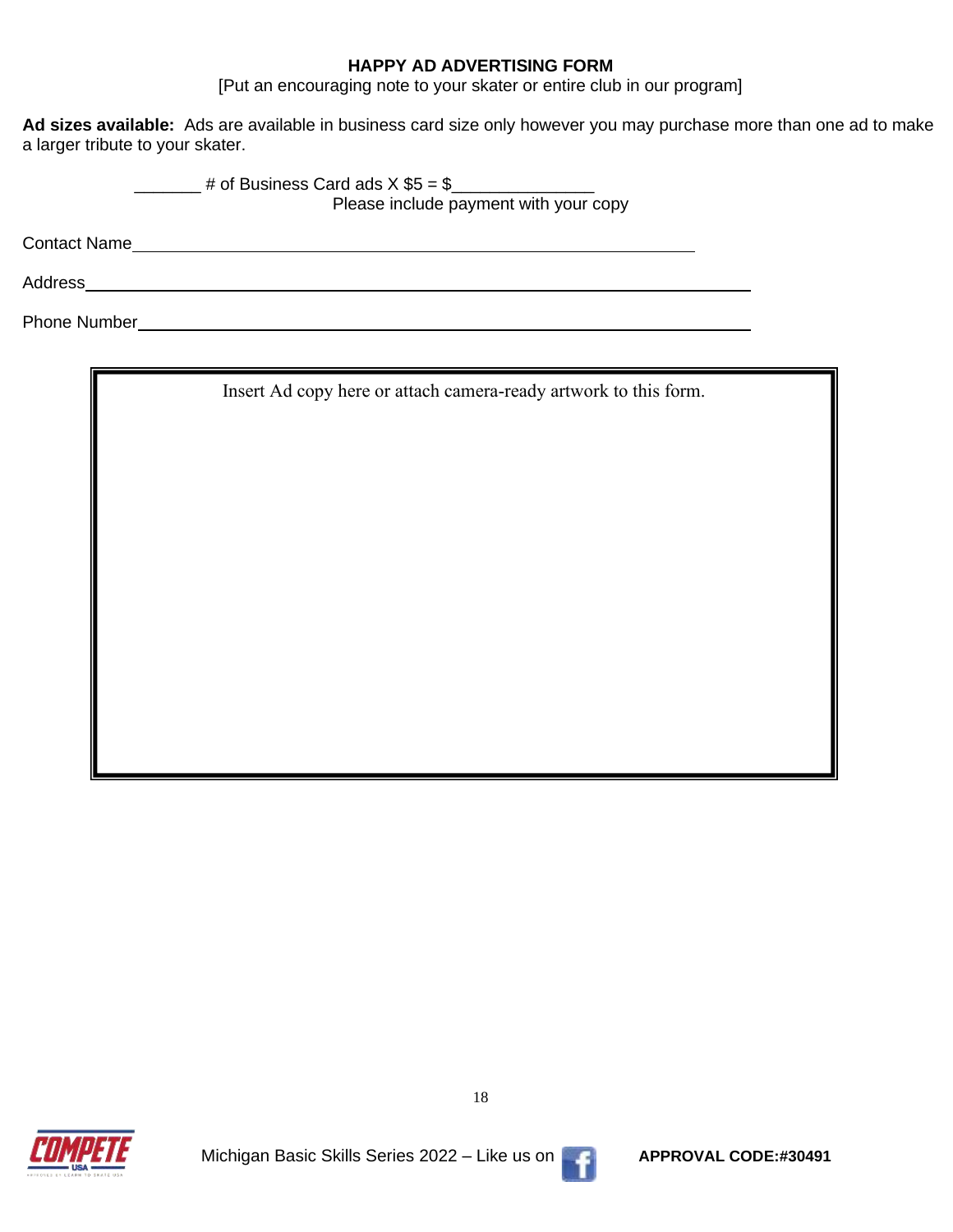**HAPPY AD ADVERTISING FORM**

[Put an encouraging note to your skater or entire club in our program]

**Ad sizes available:** Ads are available in business card size only however you may purchase more than one ad to make a larger tribute to your skater.

_______ # of Business Card ads X $5 = $_______________

Please include payment with your copy

Contact Name_______________________________________________________________

Address___________________________________________________________________

Phone Number______________________________________________________________

Insert Ad copy here or attach camera-ready artwork to this form.